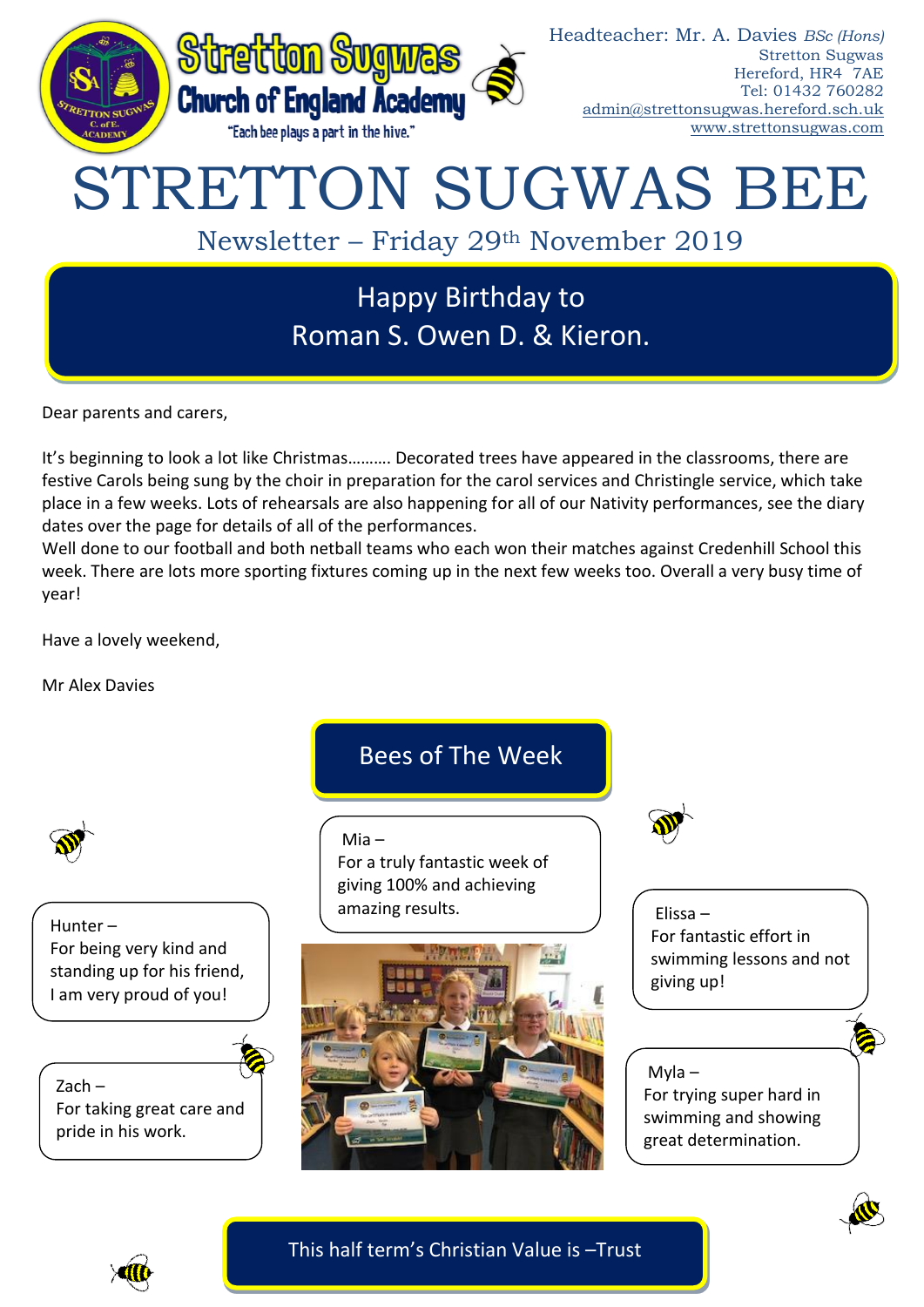Stretton Sugwas Church of England Academy

"Each bee plays a part in the hive."

Headteacher: Mr. A. Davies *BSc (Hons)*
Stretton Sugwas
Hereford, HR4 7AE
Tel: 01432 760282
admin@strettonsugwas.hereford.sch.uk
www.strettonsugwas.com

# STRETTON SUGWAS BEE

## Newsletter – Friday 29th November 2019

## Happy Birthday to Roman S. Owen D. & Kieron.

Dear parents and carers,

It's beginning to look a lot like Christmas………. Decorated trees have appeared in the classrooms, there are festive Carols being sung by the choir in preparation for the carol services and Christingle service, which take place in a few weeks. Lots of rehearsals are also happening for all of our Nativity performances, see the diary dates over the page for details of all of the performances.

Well done to our football and both netball teams who each won their matches against Credenhill School this week. There are lots more sporting fixtures coming up in the next few weeks too. Overall a very busy time of year!

Have a lovely weekend,

Mr Alex Davies

## Bees of The Week

Mia – For a truly fantastic week of giving 100% and achieving amazing results.

Hunter – For being very kind and standing up for his friend, I am very proud of you!

Zach – For taking great care and pride in his work.

Elissa – For fantastic effort in swimming lessons and not giving up!

Myla – For trying super hard in swimming and showing great determination.

## This half term's Christian Value is –Trust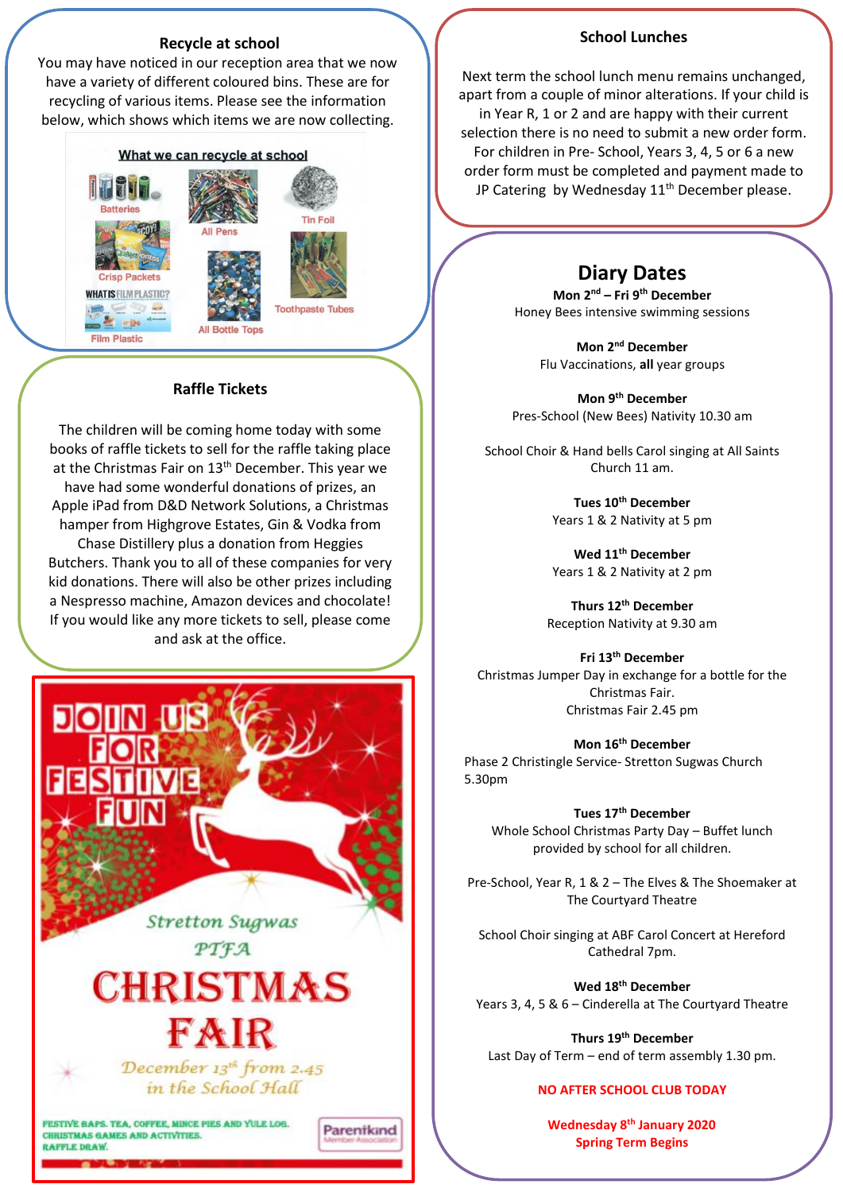## Recycle at school

You may have noticed in our reception area that we now have a variety of different coloured bins. These are for recycling of various items. Please see the information below, which shows which items we are now collecting.

**What we can recycle at school**

Batteries
All Pens
Tin Foil
Crisp Packets
Film Plastic
All Bottle Tops
Toothpaste Tubes

## Raffle Tickets

The children will be coming home today with some books of raffle tickets to sell for the raffle taking place at the Christmas Fair on 13th December. This year we have had some wonderful donations of prizes, an Apple iPad from D&D Network Solutions, a Christmas hamper from Highgrove Estates, Gin & Vodka from Chase Distillery plus a donation from Heggies Butchers. Thank you to all of these companies for very kid donations. There will also be other prizes including a Nespresso machine, Amazon devices and chocolate! If you would like any more tickets to sell, please come and ask at the office.

JOIN US FOR FESTIVE FUN

Stretton Sugwas PTFA

CHRISTMAS FAIR

December 13th from 2.45 in the School Hall

FESTIVE BAPS, TEA, COFFEE, MINCE PIES AND YULE LOG.
CHRISTMAS GAMES AND ACTIVITIES.
RAFFLE DRAW.

Parentkind Member Association

## School Lunches

Next term the school lunch menu remains unchanged, apart from a couple of minor alterations. If your child is in Year R, 1 or 2 and are happy with their current selection there is no need to submit a new order form. For children in Pre- School, Years 3, 4, 5 or 6 a new order form must be completed and payment made to JP Catering by Wednesday 11th December please.

## Diary Dates

**Mon 2nd – Fri 9th December**
Honey Bees intensive swimming sessions

**Mon 2nd December**
Flu Vaccinations, **all** year groups

**Mon 9th December**
Pres-School (New Bees) Nativity 10.30 am

School Choir & Hand bells Carol singing at All Saints Church 11 am.

**Tues 10th December**
Years 1 & 2 Nativity at 5 pm

**Wed 11th December**
Years 1 & 2 Nativity at 2 pm

**Thurs 12th December**
Reception Nativity at 9.30 am

**Fri 13th December**
Christmas Jumper Day in exchange for a bottle for the Christmas Fair.
Christmas Fair 2.45 pm

**Mon 16th December**
Phase 2 Christingle Service- Stretton Sugwas Church 5.30pm

**Tues 17th December**
Whole School Christmas Party Day – Buffet lunch provided by school for all children.

Pre-School, Year R, 1 & 2 – The Elves & The Shoemaker at The Courtyard Theatre

School Choir singing at ABF Carol Concert at Hereford Cathedral 7pm.

**Wed 18th December**
Years 3, 4, 5 & 6 – Cinderella at The Courtyard Theatre

**Thurs 19th December**
Last Day of Term – end of term assembly 1.30 pm.

**NO AFTER SCHOOL CLUB TODAY**

**Wednesday 8th January 2020**
**Spring Term Begins**